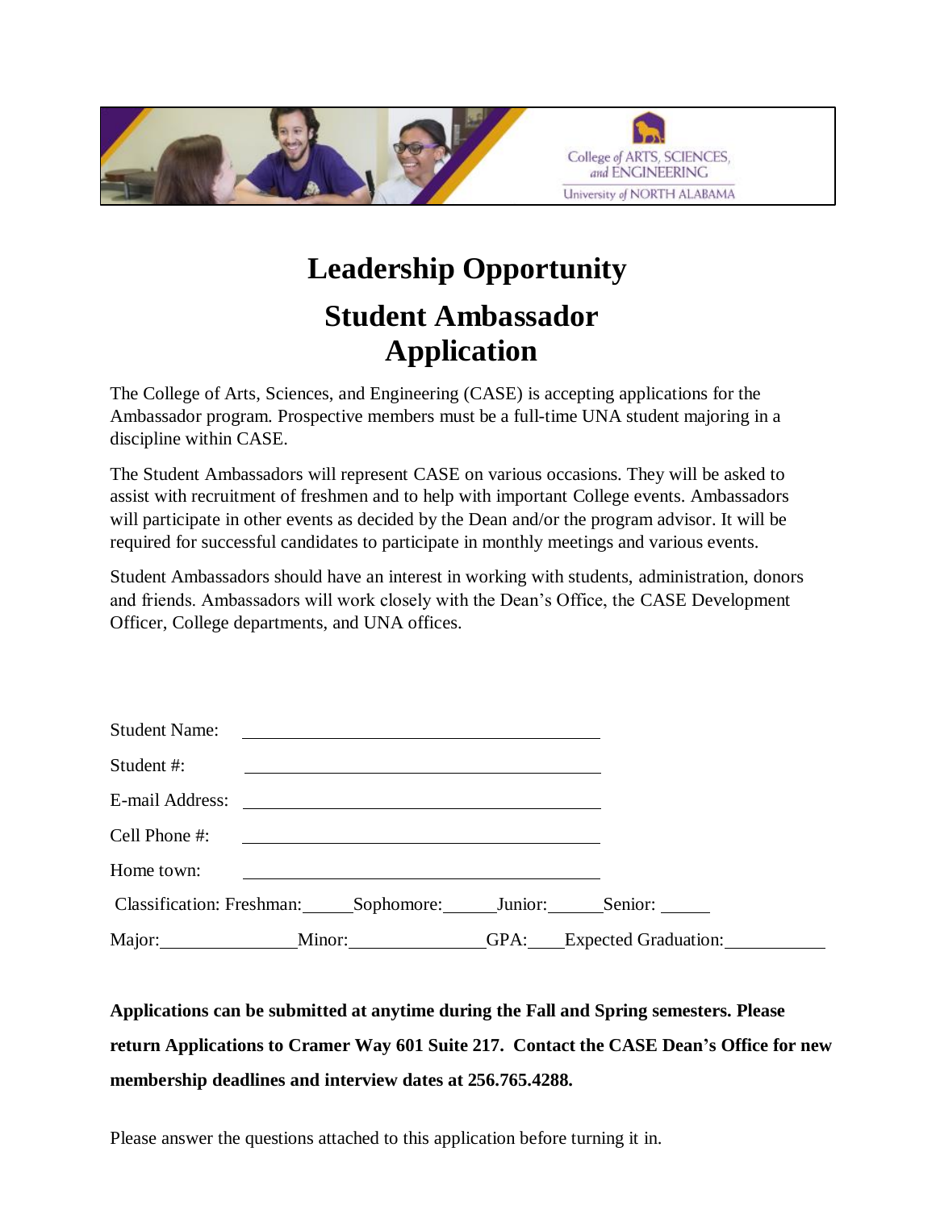College of ARTS, SCIENCES, and ENGINEERING
University of NORTH ALABAMA

# Leadership Opportunity

## Student Ambassador Application

The College of Arts, Sciences, and Engineering (CASE) is accepting applications for the Ambassador program. Prospective members must be a full-time UNA student majoring in a discipline within CASE.

The Student Ambassadors will represent CASE on various occasions. They will be asked to assist with recruitment of freshmen and to help with important College events. Ambassadors will participate in other events as decided by the Dean and/or the program advisor. It will be required for successful candidates to participate in monthly meetings and various events.

Student Ambassadors should have an interest in working with students, administration, donors and friends. Ambassadors will work closely with the Dean's Office, the CASE Development Officer, College departments, and UNA offices.

Student Name: ______________________________

Student #: ______________________________

E-mail Address: ______________________________

Cell Phone #: ______________________________

Home town: ______________________________

Classification: Freshman: _____ Sophomore: _____ Junior: _____ Senior: _____

Major: ______________ Minor: ______________ GPA: ____ Expected Graduation: __________

**Applications can be submitted at anytime during the Fall and Spring semesters. Please return Applications to Cramer Way 601 Suite 217. Contact the CASE Dean's Office for new membership deadlines and interview dates at 256.765.4288.**

Please answer the questions attached to this application before turning it in.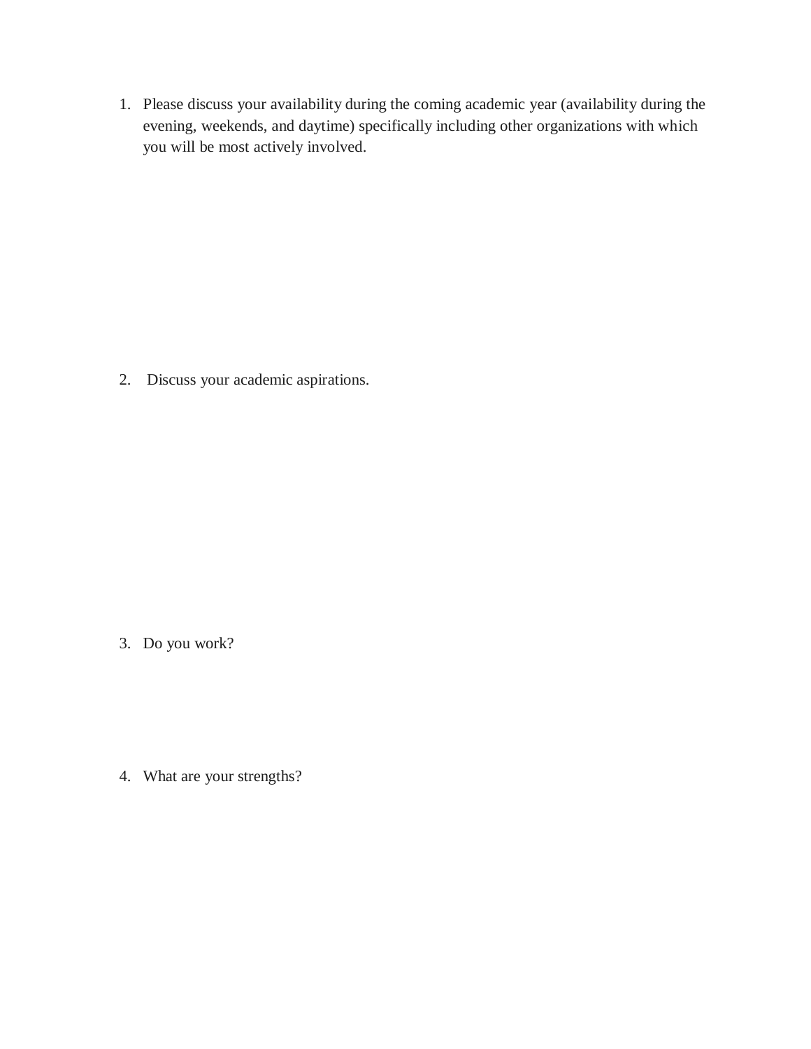1. Please discuss your availability during the coming academic year (availability during the evening, weekends, and daytime) specifically including other organizations with which you will be most actively involved.

2. Discuss your academic aspirations.

3. Do you work?

4. What are your strengths?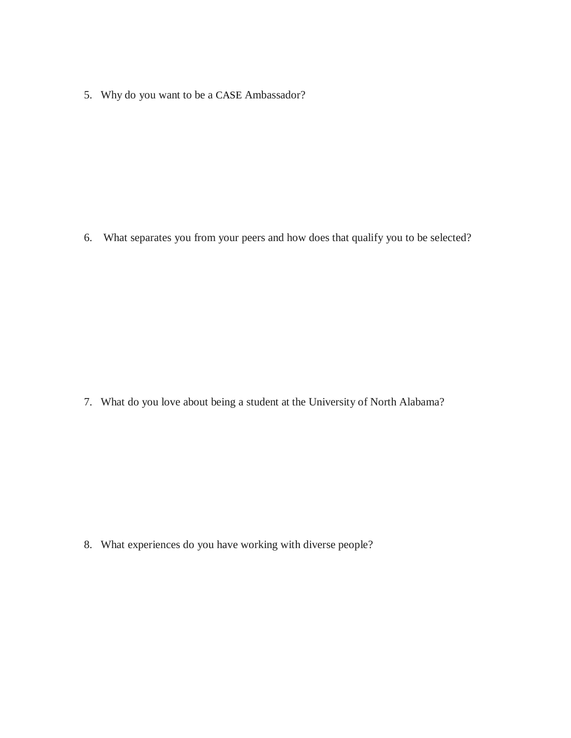5. Why do you want to be a CASE Ambassador?

6. What separates you from your peers and how does that qualify you to be selected?

7. What do you love about being a student at the University of North Alabama?

8. What experiences do you have working with diverse people?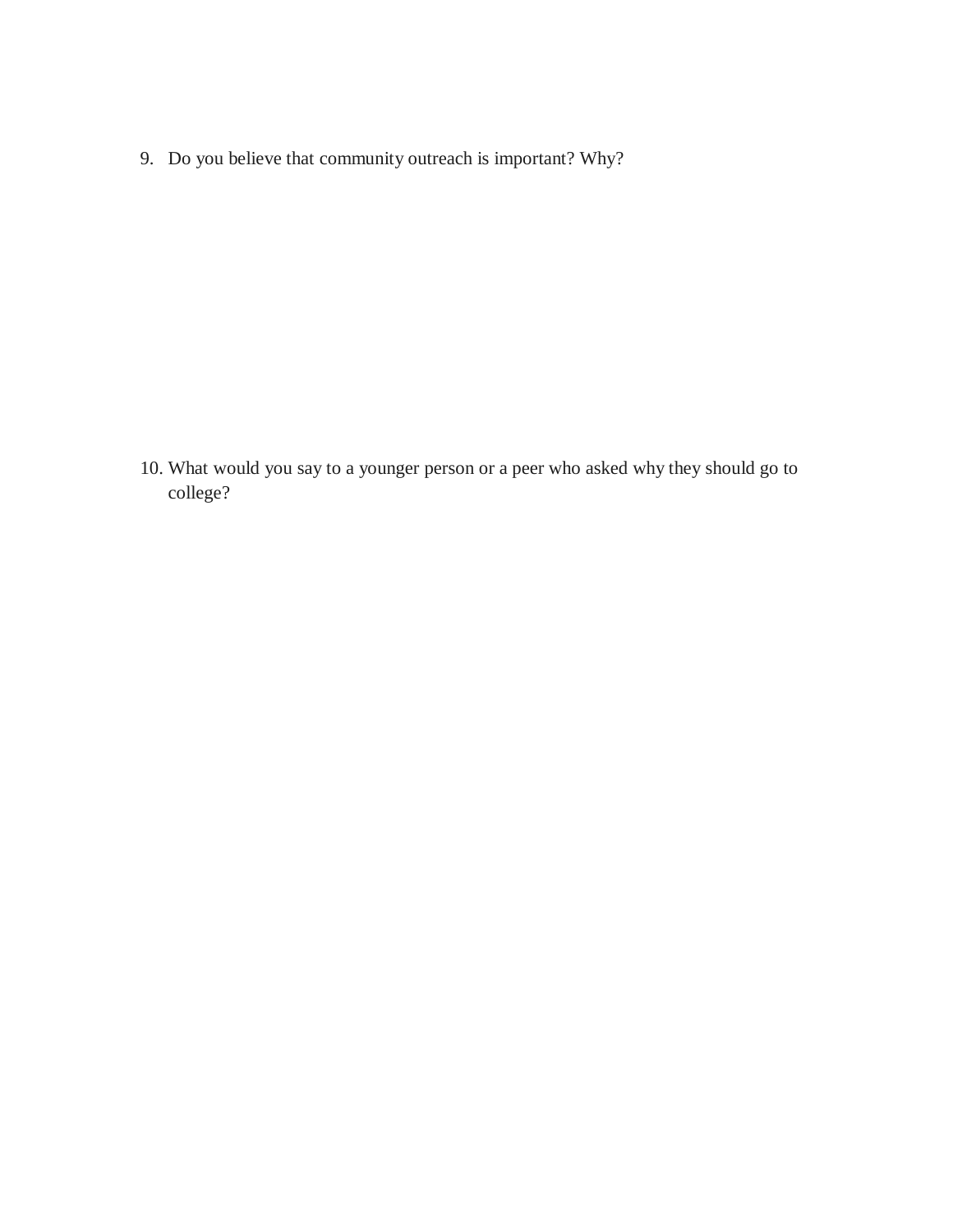9. Do you believe that community outreach is important? Why?

10. What would you say to a younger person or a peer who asked why they should go to college?